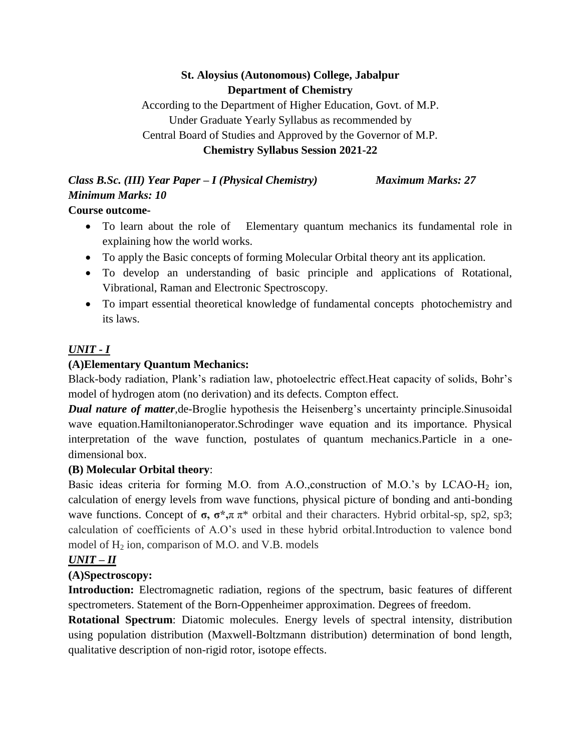**St. Aloysius (Autonomous) College, Jabalpur**
**Department of Chemistry**

According to the Department of Higher Education, Govt. of M.P.
Under Graduate Yearly Syllabus as recommended by
Central Board of Studies and Approved by the Governor of M.P.
**Chemistry Syllabus Session 2021-22**

***Class B.Sc. (III) Year Paper – I (Physical Chemistry)*** ***Maximum Marks: 27***
***Minimum Marks: 10***

**Course outcome-**

- To learn about the role of Elementary quantum mechanics its fundamental role in explaining how the world works.
- To apply the Basic concepts of forming Molecular Orbital theory ant its application.
- To develop an understanding of basic principle and applications of Rotational, Vibrational, Raman and Electronic Spectroscopy.
- To impart essential theoretical knowledge of fundamental concepts photochemistry and its laws.

## ***UNIT - I***

### (A)Elementary Quantum Mechanics:

Black-body radiation, Plank's radiation law, photoelectric effect.Heat capacity of solids, Bohr's model of hydrogen atom (no derivation) and its defects. Compton effect.

***Dual nature of matter***,de-Broglie hypothesis the Heisenberg's uncertainty principle.Sinusoidal wave equation.Hamiltonianoperator.Schrodinger wave equation and its importance. Physical interpretation of the wave function, postulates of quantum mechanics.Particle in a one-dimensional box.

### (B) Molecular Orbital theory:

Basic ideas criteria for forming M.O. from A.O.,construction of M.O.'s by LCAO-$H_2$ ion, calculation of energy levels from wave functions, physical picture of bonding and anti-bonding wave functions. Concept of **σ, σ\*,**π π\* orbital and their characters. Hybrid orbital-sp, sp2, sp3; calculation of coefficients of A.O's used in these hybrid orbital.Introduction to valence bond model of $H_2$ ion, comparison of M.O. and V.B. models

## ***UNIT – II***

### (A)Spectroscopy:

**Introduction:** Electromagnetic radiation, regions of the spectrum, basic features of different spectrometers. Statement of the Born-Oppenheimer approximation. Degrees of freedom.

**Rotational Spectrum**: Diatomic molecules. Energy levels of spectral intensity, distribution using population distribution (Maxwell-Boltzmann distribution) determination of bond length, qualitative description of non-rigid rotor, isotope effects.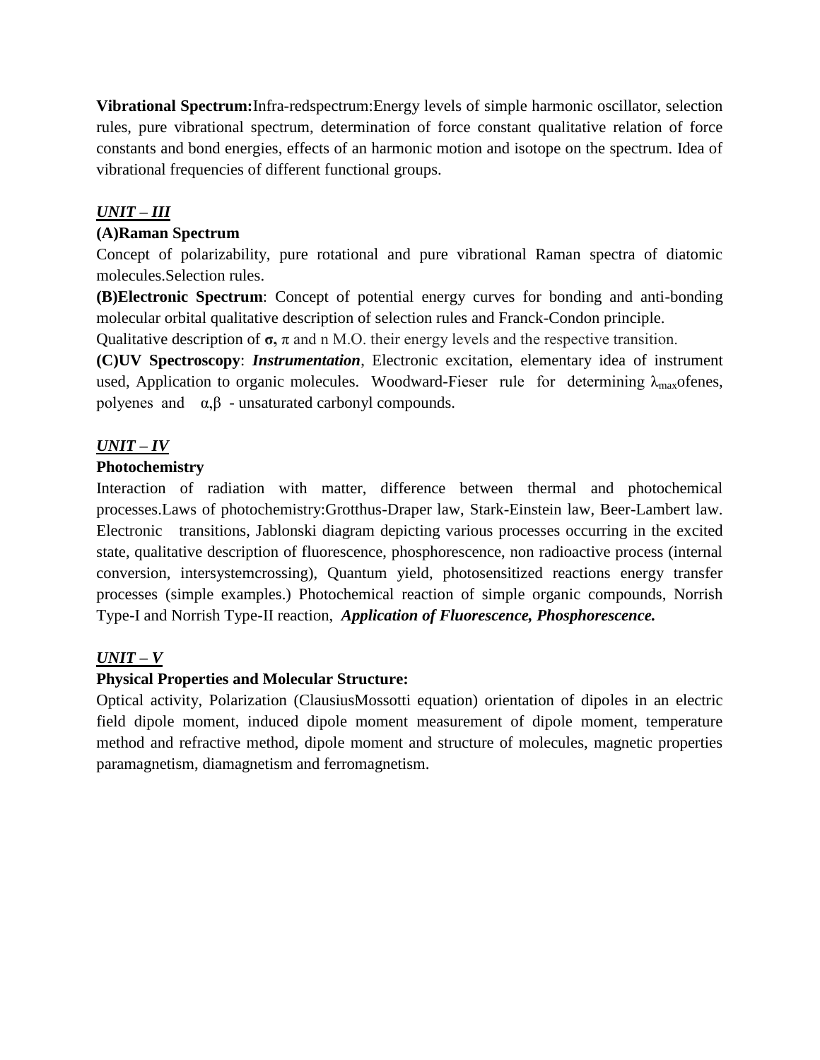**Vibrational Spectrum:**Infra-redspectrum:Energy levels of simple harmonic oscillator, selection rules, pure vibrational spectrum, determination of force constant qualitative relation of force constants and bond energies, effects of an harmonic motion and isotope on the spectrum. Idea of vibrational frequencies of different functional groups.

### ***UNIT – III***

**(A)Raman Spectrum**

Concept of polarizability, pure rotational and pure vibrational Raman spectra of diatomic molecules.Selection rules.

**(B)Electronic Spectrum**: Concept of potential energy curves for bonding and anti-bonding molecular orbital qualitative description of selection rules and Franck-Condon principle.

Qualitative description of **σ,** π and n M.O. their energy levels and the respective transition.

**(C)UV Spectroscopy**: ***Instrumentation***, Electronic excitation, elementary idea of instrument used, Application to organic molecules. Woodward-Fieser rule for determining $\lambda_{max}$ofenes, polyenes and α,β - unsaturated carbonyl compounds.

### ***UNIT – IV***

**Photochemistry**

Interaction of radiation with matter, difference between thermal and photochemical processes.Laws of photochemistry:Grotthus-Draper law, Stark-Einstein law, Beer-Lambert law. Electronic transitions, Jablonski diagram depicting various processes occurring in the excited state, qualitative description of fluorescence, phosphorescence, non radioactive process (internal conversion, intersystemcrossing), Quantum yield, photosensitized reactions energy transfer processes (simple examples.) Photochemical reaction of simple organic compounds, Norrish Type-I and Norrish Type-II reaction, ***Application of Fluorescence, Phosphorescence.***

### ***UNIT – V***

**Physical Properties and Molecular Structure:**

Optical activity, Polarization (ClausiusMossotti equation) orientation of dipoles in an electric field dipole moment, induced dipole moment measurement of dipole moment, temperature method and refractive method, dipole moment and structure of molecules, magnetic properties paramagnetism, diamagnetism and ferromagnetism.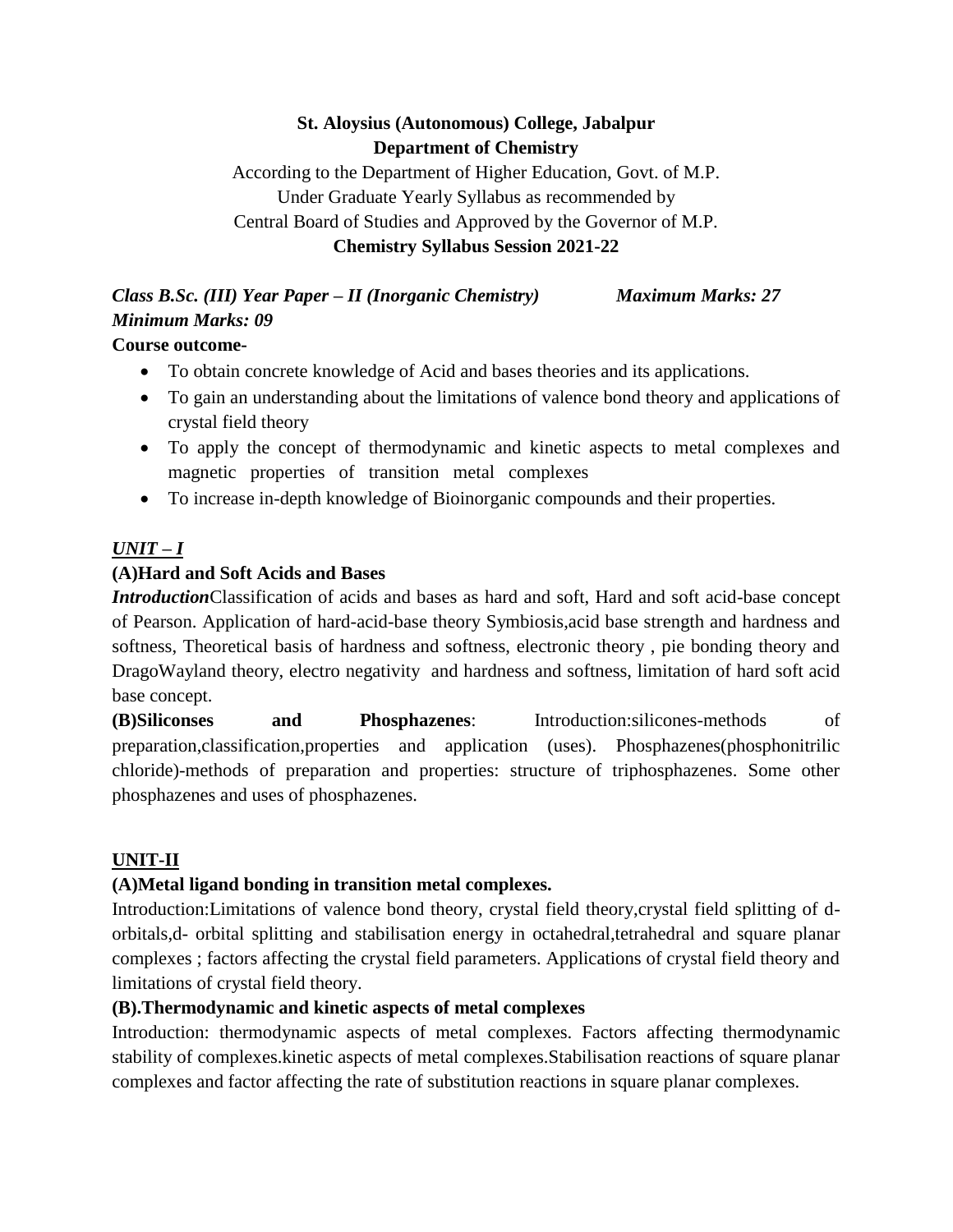**St. Aloysius (Autonomous) College, Jabalpur**
**Department of Chemistry**

According to the Department of Higher Education, Govt. of M.P.
Under Graduate Yearly Syllabus as recommended by
Central Board of Studies and Approved by the Governor of M.P.
**Chemistry Syllabus Session 2021-22**

***Class B.Sc. (III) Year Paper – II (Inorganic Chemistry)*** ***Maximum Marks: 27***
***Minimum Marks: 09***

**Course outcome-**

- To obtain concrete knowledge of Acid and bases theories and its applications.
- To gain an understanding about the limitations of valence bond theory and applications of crystal field theory
- To apply the concept of thermodynamic and kinetic aspects to metal complexes and magnetic properties of transition metal complexes
- To increase in-depth knowledge of Bioinorganic compounds and their properties.

***UNIT – I***

**(A)Hard and Soft Acids and Bases**

***Introduction***Classification of acids and bases as hard and soft, Hard and soft acid-base concept of Pearson. Application of hard-acid-base theory Symbiosis,acid base strength and hardness and softness, Theoretical basis of hardness and softness, electronic theory , pie bonding theory and DragoWayland theory, electro negativity and hardness and softness, limitation of hard soft acid base concept.

**(B)Siliconses and Phosphazenes**: Introduction:silicones-methods of preparation,classification,properties and application (uses). Phosphazenes(phosphonitrilic chloride)-methods of preparation and properties: structure of triphosphazenes. Some other phosphazenes and uses of phosphazenes.

**UNIT-II**

**(A)Metal ligand bonding in transition metal complexes.**

Introduction:Limitations of valence bond theory, crystal field theory,crystal field splitting of d-orbitals,d- orbital splitting and stabilisation energy in octahedral,tetrahedral and square planar complexes ; factors affecting the crystal field parameters. Applications of crystal field theory and limitations of crystal field theory.

**(B).Thermodynamic and kinetic aspects of metal complexes**

Introduction: thermodynamic aspects of metal complexes. Factors affecting thermodynamic stability of complexes.kinetic aspects of metal complexes.Stabilisation reactions of square planar complexes and factor affecting the rate of substitution reactions in square planar complexes.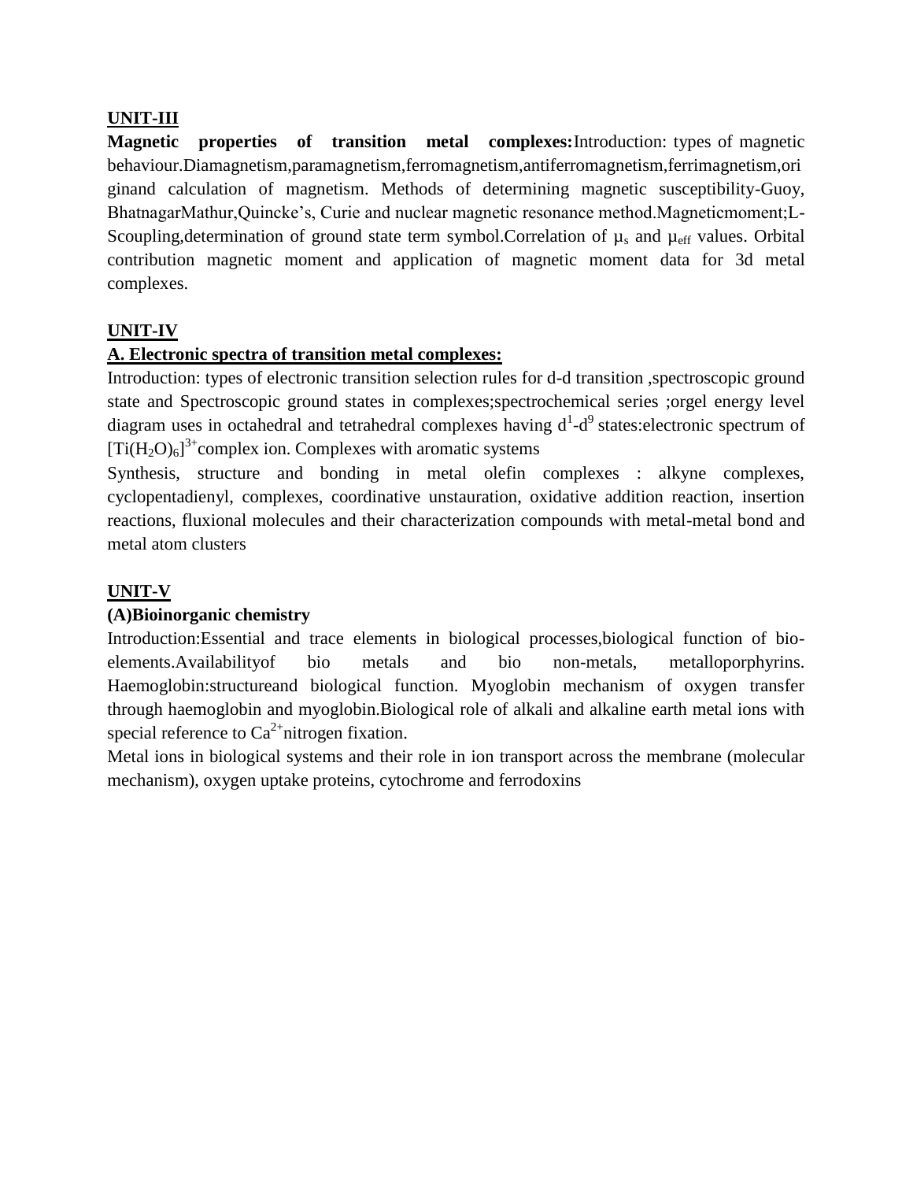## UNIT-III

**Magnetic properties of transition metal complexes:**Introduction: types of magnetic behaviour.Diamagnetism,paramagnetism,ferromagnetism,antiferromagnetism,ferrimagnetism,originand calculation of magnetism. Methods of determining magnetic susceptibility-Guoy, BhatnagarMathur,Quincke's, Curie and nuclear magnetic resonance method.Magneticmoment;L-Scoupling,determination of ground state term symbol.Correlation of $\mu_s$ and $\mu_{eff}$ values. Orbital contribution magnetic moment and application of magnetic moment data for 3d metal complexes.

## UNIT-IV

### A. Electronic spectra of transition metal complexes:

Introduction: types of electronic transition selection rules for d-d transition ,spectroscopic ground state and Spectroscopic ground states in complexes;spectrochemical series ;orgel energy level diagram uses in octahedral and tetrahedral complexes having $d^1$-$d^9$ states:electronic spectrum of $[Ti(H_2O)_6]^{3+}$complex ion. Complexes with aromatic systems

Synthesis, structure and bonding in metal olefin complexes : alkyne complexes, cyclopentadienyl, complexes, coordinative unstauration, oxidative addition reaction, insertion reactions, fluxional molecules and their characterization compounds with metal-metal bond and metal atom clusters

## UNIT-V

### (A)Bioinorganic chemistry

Introduction:Essential and trace elements in biological processes,biological function of bio-elements.Availabilityof bio metals and bio non-metals, metalloporphyrins. Haemoglobin:structureand biological function. Myoglobin mechanism of oxygen transfer through haemoglobin and myoglobin.Biological role of alkali and alkaline earth metal ions with special reference to $Ca^{2+}$nitrogen fixation.

Metal ions in biological systems and their role in ion transport across the membrane (molecular mechanism), oxygen uptake proteins, cytochrome and ferrodoxins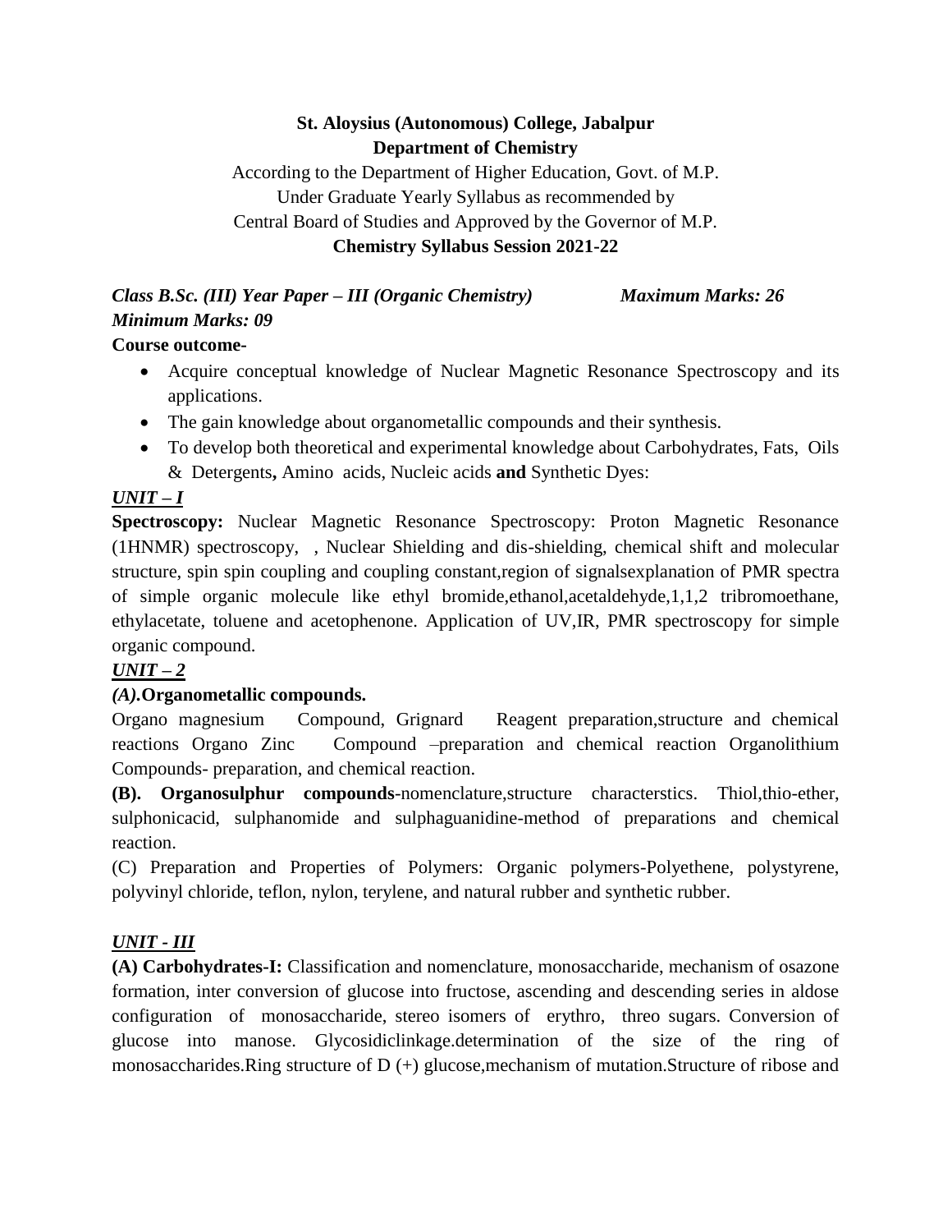**St. Aloysius (Autonomous) College, Jabalpur**
**Department of Chemistry**

According to the Department of Higher Education, Govt. of M.P.
Under Graduate Yearly Syllabus as recommended by
Central Board of Studies and Approved by the Governor of M.P.
**Chemistry Syllabus Session 2021-22**

***Class B.Sc. (III) Year Paper – III (Organic Chemistry)*** ***Maximum Marks: 26***
***Minimum Marks: 09***

**Course outcome-**

- Acquire conceptual knowledge of Nuclear Magnetic Resonance Spectroscopy and its applications.
- The gain knowledge about organometallic compounds and their synthesis.
- To develop both theoretical and experimental knowledge about Carbohydrates, Fats, Oils & Detergents**,** Amino acids, Nucleic acids **and** Synthetic Dyes:

***UNIT – I***

**Spectroscopy:** Nuclear Magnetic Resonance Spectroscopy: Proton Magnetic Resonance (1HNMR) spectroscopy, , Nuclear Shielding and dis-shielding, chemical shift and molecular structure, spin spin coupling and coupling constant,region of signalsexplanation of PMR spectra of simple organic molecule like ethyl bromide,ethanol,acetaldehyde,1,1,2 tribromoethane, ethylacetate, toluene and acetophenone. Application of UV,IR, PMR spectroscopy for simple organic compound.

***UNIT – 2***

***(A).*Organometallic compounds.**

Organo magnesium Compound, Grignard Reagent preparation,structure and chemical reactions Organo Zinc Compound –preparation and chemical reaction Organolithium Compounds- preparation, and chemical reaction.

**(B). Organosulphur compounds**-nomenclature,structure characterstics. Thiol,thio-ether, sulphonicacid, sulphanomide and sulphaguanidine-method of preparations and chemical reaction.

(C) Preparation and Properties of Polymers: Organic polymers-Polyethene, polystyrene, polyvinyl chloride, teflon, nylon, terylene, and natural rubber and synthetic rubber.

***UNIT - III***

**(A) Carbohydrates-I:** Classification and nomenclature, monosaccharide, mechanism of osazone formation, inter conversion of glucose into fructose, ascending and descending series in aldose configuration of monosaccharide, stereo isomers of erythro, threo sugars. Conversion of glucose into manose. Glycosidiclinkage.determination of the size of the ring of monosaccharides.Ring structure of D (+) glucose,mechanism of mutation.Structure of ribose and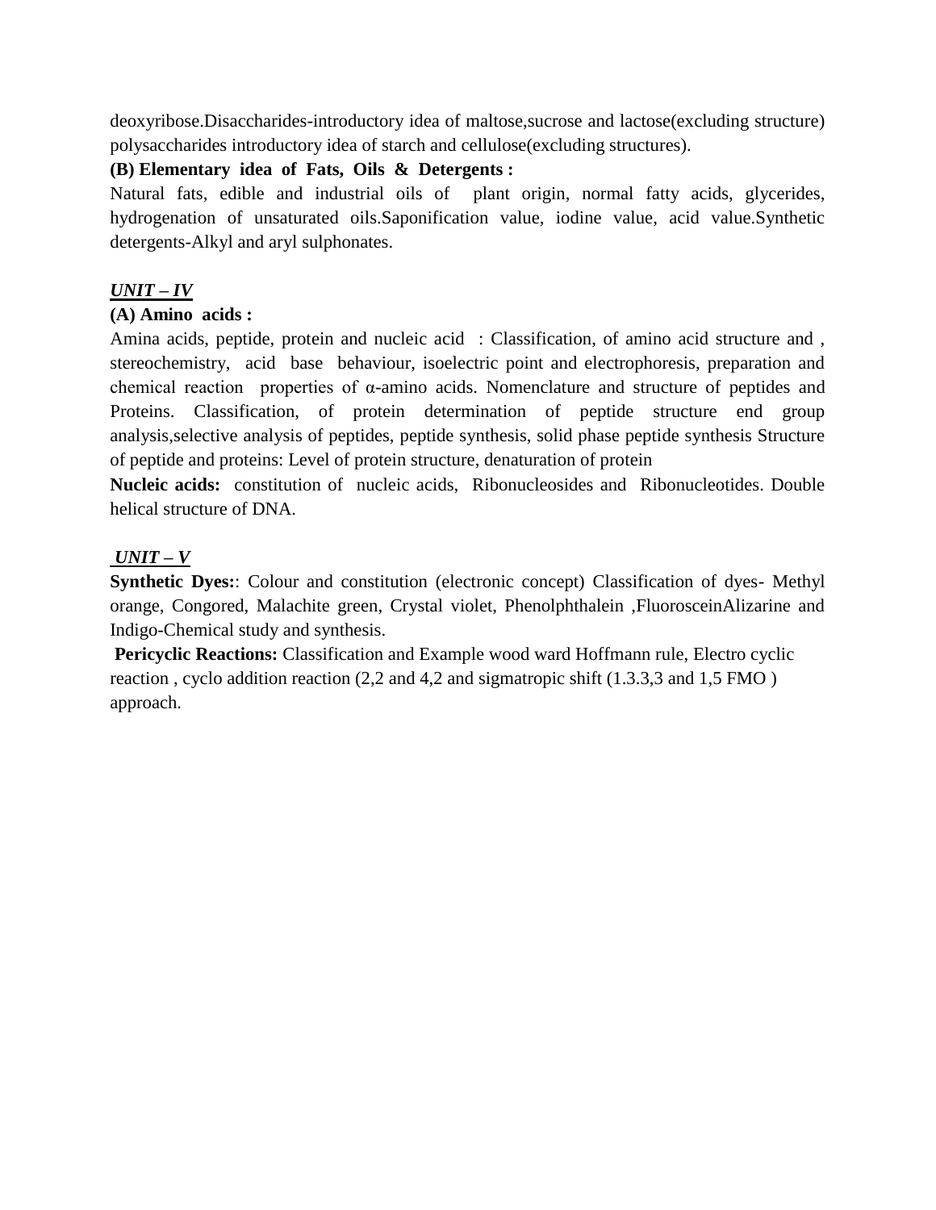deoxyribose.Disaccharides-introductory idea of maltose,sucrose and lactose(excluding structure) polysaccharides introductory idea of starch and cellulose(excluding structures).

**(B) Elementary idea of Fats, Oils & Detergents :**

Natural fats, edible and industrial oils of plant origin, normal fatty acids, glycerides, hydrogenation of unsaturated oils.Saponification value, iodine value, acid value.Synthetic detergents-Alkyl and aryl sulphonates.

***UNIT – IV***

**(A) Amino acids :**

Amina acids, peptide, protein and nucleic acid : Classification, of amino acid structure and , stereochemistry, acid base behaviour, isoelectric point and electrophoresis, preparation and chemical reaction properties of α-amino acids. Nomenclature and structure of peptides and Proteins. Classification, of protein determination of peptide structure end group analysis,selective analysis of peptides, peptide synthesis, solid phase peptide synthesis Structure of peptide and proteins: Level of protein structure, denaturation of protein

**Nucleic acids:** constitution of nucleic acids, Ribonucleosides and Ribonucleotides. Double helical structure of DNA.

***UNIT – V***

**Synthetic Dyes:**: Colour and constitution (electronic concept) Classification of dyes- Methyl orange, Congored, Malachite green, Crystal violet, Phenolphthalein ,FluorosceinAlizarine and Indigo-Chemical study and synthesis.

**Pericyclic Reactions:** Classification and Example wood ward Hoffmann rule, Electro cyclic reaction , cyclo addition reaction (2,2 and 4,2 and sigmatropic shift (1.3.3,3 and 1,5 FMO ) approach.